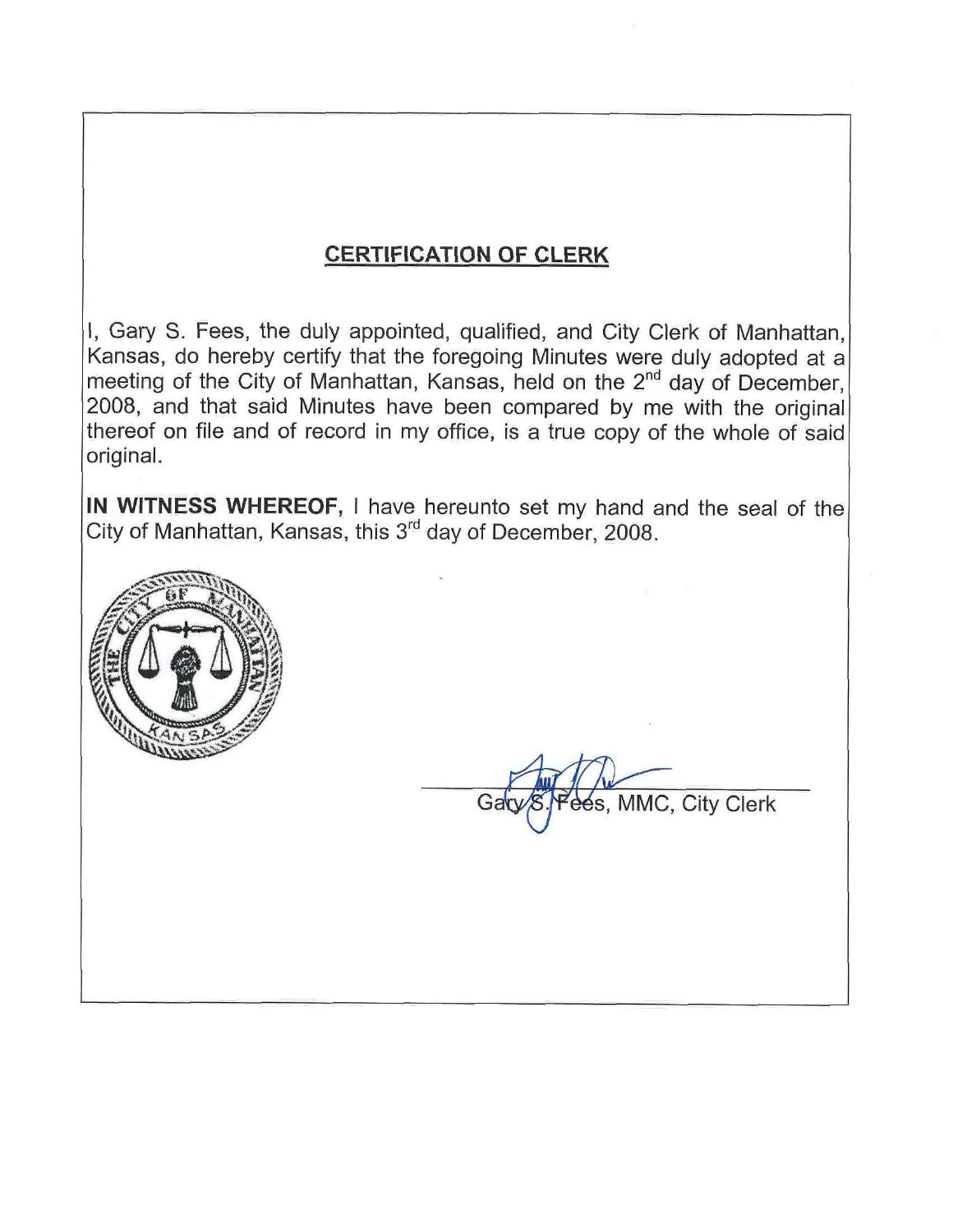## CERTIFICATION OF CLERK

I, Gary S. Fees, the duly appointed, qualified, and City Clerk of Manhattan, Kansas, do hereby certify that the foregoing Minutes were duly adopted at a meeting of the City of Manhattan, Kansas, held on the 2nd day of December, 2008, and that said Minutes have been compared by me with the original thereof on file and of record in my office, is a true copy of the whole of said original.

**IN WITNESS WHEREOF,** I have hereunto set my hand and the seal of the City of Manhattan, Kansas, this 3rd day of December, 2008.

THE CITY OF MANHATTAN KANSAS

Gary S. Fees, MMC, City Clerk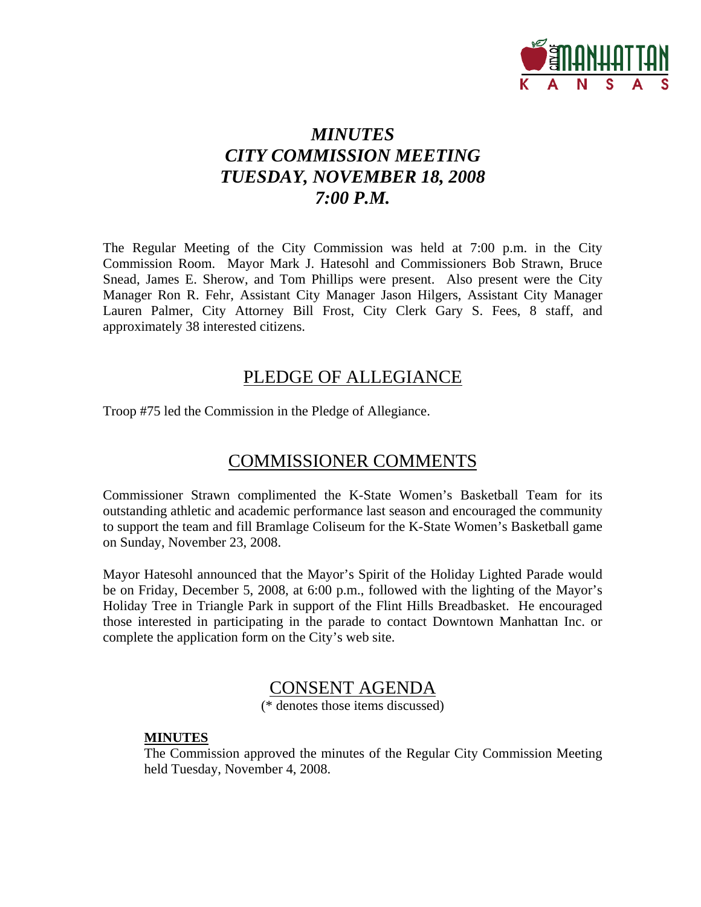# *MINUTES*
# *CITY COMMISSION MEETING*
# *TUESDAY, NOVEMBER 18, 2008*
# *7:00 P.M.*

The Regular Meeting of the City Commission was held at 7:00 p.m. in the City Commission Room. Mayor Mark J. Hatesohl and Commissioners Bob Strawn, Bruce Snead, James E. Sherow, and Tom Phillips were present. Also present were the City Manager Ron R. Fehr, Assistant City Manager Jason Hilgers, Assistant City Manager Lauren Palmer, City Attorney Bill Frost, City Clerk Gary S. Fees, 8 staff, and approximately 38 interested citizens.

## PLEDGE OF ALLEGIANCE

Troop #75 led the Commission in the Pledge of Allegiance.

## COMMISSIONER COMMENTS

Commissioner Strawn complimented the K-State Women's Basketball Team for its outstanding athletic and academic performance last season and encouraged the community to support the team and fill Bramlage Coliseum for the K-State Women's Basketball game on Sunday, November 23, 2008.

Mayor Hatesohl announced that the Mayor's Spirit of the Holiday Lighted Parade would be on Friday, December 5, 2008, at 6:00 p.m., followed with the lighting of the Mayor's Holiday Tree in Triangle Park in support of the Flint Hills Breadbasket. He encouraged those interested in participating in the parade to contact Downtown Manhattan Inc. or complete the application form on the City's web site.

## CONSENT AGENDA

(* denotes those items discussed)

**MINUTES**

The Commission approved the minutes of the Regular City Commission Meeting held Tuesday, November 4, 2008.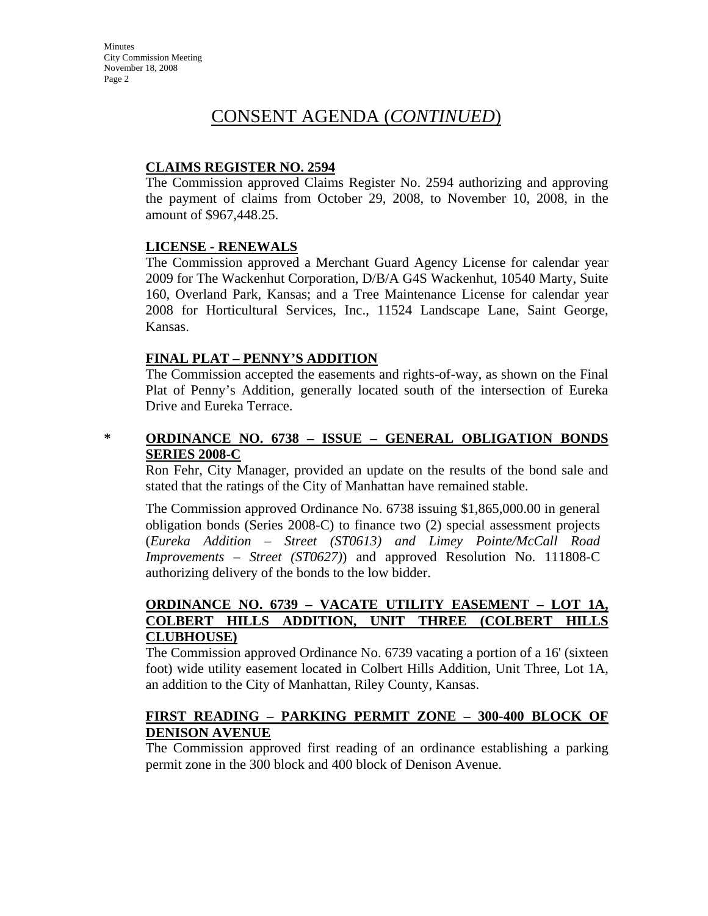# CONSENT AGENDA (*CONTINUED*)

**CLAIMS REGISTER NO. 2594**

The Commission approved Claims Register No. 2594 authorizing and approving the payment of claims from October 29, 2008, to November 10, 2008, in the amount of $967,448.25.

**LICENSE - RENEWALS**

The Commission approved a Merchant Guard Agency License for calendar year 2009 for The Wackenhut Corporation, D/B/A G4S Wackenhut, 10540 Marty, Suite 160, Overland Park, Kansas; and a Tree Maintenance License for calendar year 2008 for Horticultural Services, Inc., 11524 Landscape Lane, Saint George, Kansas.

**FINAL PLAT – PENNY'S ADDITION**

The Commission accepted the easements and rights-of-way, as shown on the Final Plat of Penny's Addition, generally located south of the intersection of Eureka Drive and Eureka Terrace.

\* **ORDINANCE NO. 6738 – ISSUE – GENERAL OBLIGATION BONDS SERIES 2008-C**

Ron Fehr, City Manager, provided an update on the results of the bond sale and stated that the ratings of the City of Manhattan have remained stable.

The Commission approved Ordinance No. 6738 issuing $1,865,000.00 in general obligation bonds (Series 2008-C) to finance two (2) special assessment projects (*Eureka Addition – Street (ST0613) and Limey Pointe/McCall Road Improvements – Street (ST0627)*) and approved Resolution No. 111808-C authorizing delivery of the bonds to the low bidder.

**ORDINANCE NO. 6739 – VACATE UTILITY EASEMENT – LOT 1A, COLBERT HILLS ADDITION, UNIT THREE (COLBERT HILLS CLUBHOUSE)**

The Commission approved Ordinance No. 6739 vacating a portion of a 16' (sixteen foot) wide utility easement located in Colbert Hills Addition, Unit Three, Lot 1A, an addition to the City of Manhattan, Riley County, Kansas.

**FIRST READING – PARKING PERMIT ZONE – 300-400 BLOCK OF DENISON AVENUE**

The Commission approved first reading of an ordinance establishing a parking permit zone in the 300 block and 400 block of Denison Avenue.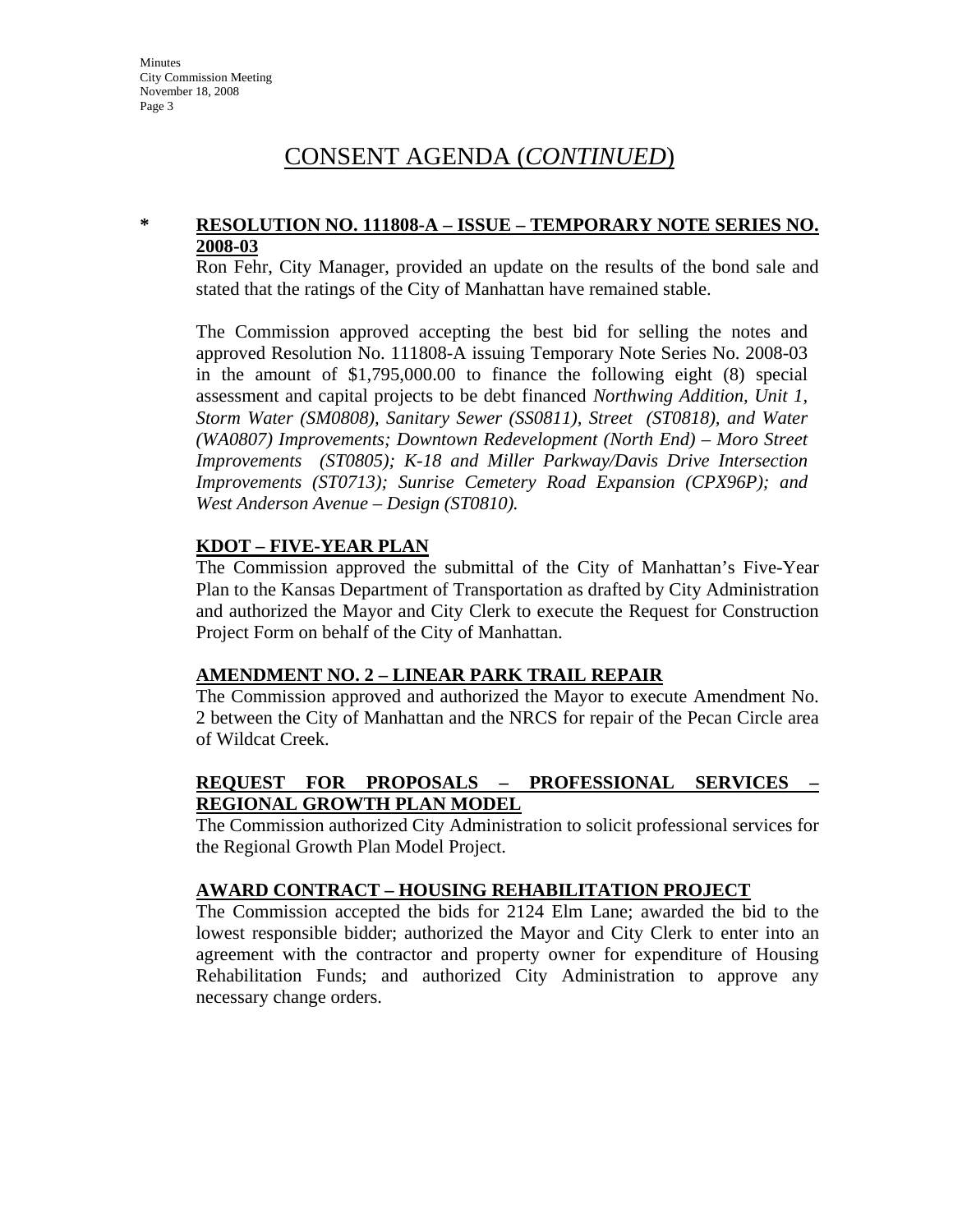# CONSENT AGENDA (*CONTINUED*)

\* **RESOLUTION NO. 111808-A – ISSUE – TEMPORARY NOTE SERIES NO. 2008-03**

Ron Fehr, City Manager, provided an update on the results of the bond sale and stated that the ratings of the City of Manhattan have remained stable.

The Commission approved accepting the best bid for selling the notes and approved Resolution No. 111808-A issuing Temporary Note Series No. 2008-03 in the amount of $1,795,000.00 to finance the following eight (8) special assessment and capital projects to be debt financed *Northwing Addition, Unit 1, Storm Water (SM0808), Sanitary Sewer (SS0811), Street (ST0818), and Water (WA0807) Improvements; Downtown Redevelopment (North End) – Moro Street Improvements (ST0805); K-18 and Miller Parkway/Davis Drive Intersection Improvements (ST0713); Sunrise Cemetery Road Expansion (CPX96P); and West Anderson Avenue – Design (ST0810).*

**KDOT – FIVE-YEAR PLAN**

The Commission approved the submittal of the City of Manhattan's Five-Year Plan to the Kansas Department of Transportation as drafted by City Administration and authorized the Mayor and City Clerk to execute the Request for Construction Project Form on behalf of the City of Manhattan.

**AMENDMENT NO. 2 – LINEAR PARK TRAIL REPAIR**

The Commission approved and authorized the Mayor to execute Amendment No. 2 between the City of Manhattan and the NRCS for repair of the Pecan Circle area of Wildcat Creek.

**REQUEST FOR PROPOSALS – PROFESSIONAL SERVICES – REGIONAL GROWTH PLAN MODEL**

The Commission authorized City Administration to solicit professional services for the Regional Growth Plan Model Project.

**AWARD CONTRACT – HOUSING REHABILITATION PROJECT**

The Commission accepted the bids for 2124 Elm Lane; awarded the bid to the lowest responsible bidder; authorized the Mayor and City Clerk to enter into an agreement with the contractor and property owner for expenditure of Housing Rehabilitation Funds; and authorized City Administration to approve any necessary change orders.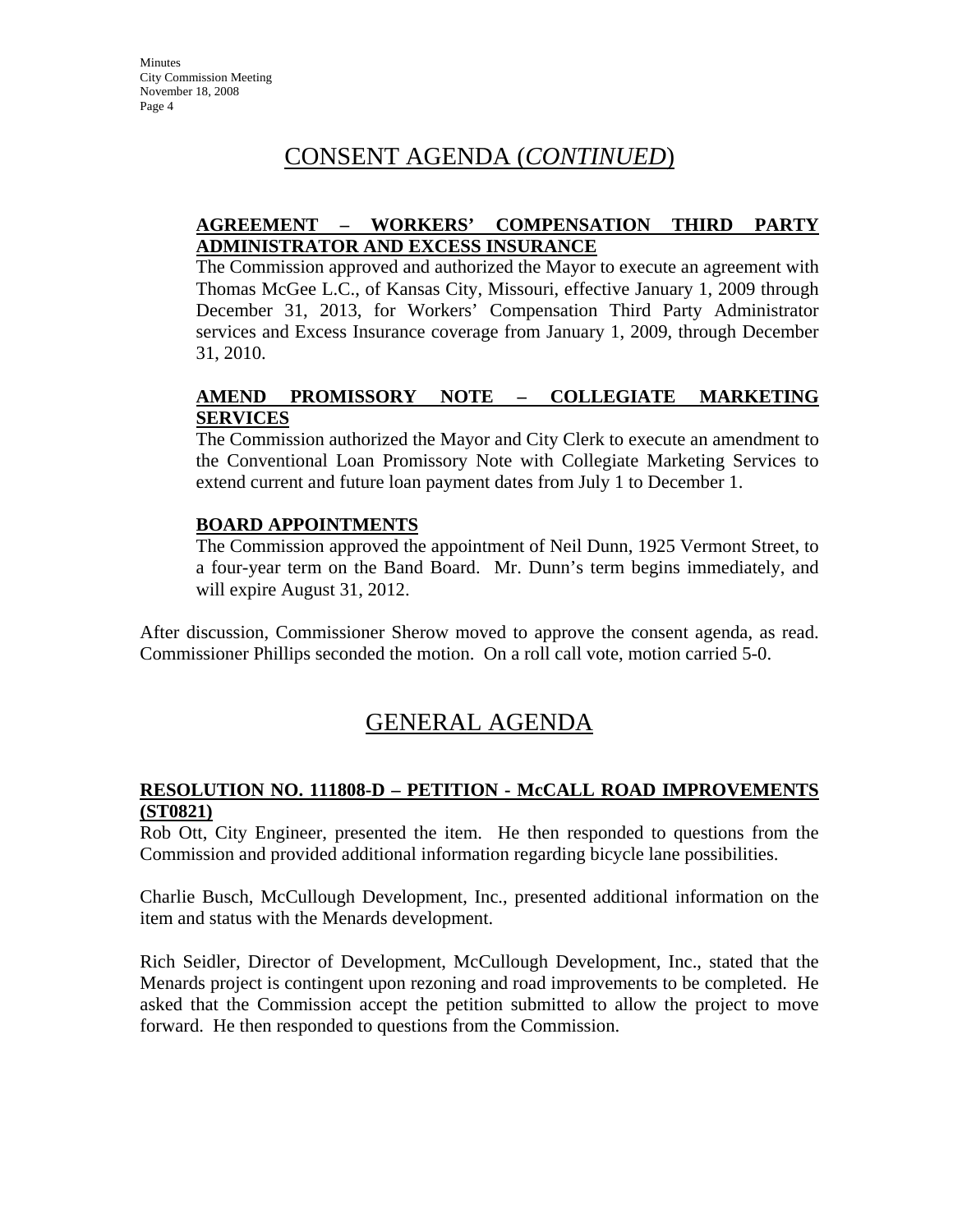## CONSENT AGENDA (*CONTINUED*)

**AGREEMENT – WORKERS' COMPENSATION THIRD PARTY ADMINISTRATOR AND EXCESS INSURANCE**

The Commission approved and authorized the Mayor to execute an agreement with Thomas McGee L.C., of Kansas City, Missouri, effective January 1, 2009 through December 31, 2013, for Workers' Compensation Third Party Administrator services and Excess Insurance coverage from January 1, 2009, through December 31, 2010.

**AMEND PROMISSORY NOTE – COLLEGIATE MARKETING SERVICES**

The Commission authorized the Mayor and City Clerk to execute an amendment to the Conventional Loan Promissory Note with Collegiate Marketing Services to extend current and future loan payment dates from July 1 to December 1.

**BOARD APPOINTMENTS**

The Commission approved the appointment of Neil Dunn, 1925 Vermont Street, to a four-year term on the Band Board. Mr. Dunn's term begins immediately, and will expire August 31, 2012.

After discussion, Commissioner Sherow moved to approve the consent agenda, as read. Commissioner Phillips seconded the motion. On a roll call vote, motion carried 5-0.

## GENERAL AGENDA

**RESOLUTION NO. 111808-D – PETITION - McCALL ROAD IMPROVEMENTS (ST0821)**

Rob Ott, City Engineer, presented the item. He then responded to questions from the Commission and provided additional information regarding bicycle lane possibilities.

Charlie Busch, McCullough Development, Inc., presented additional information on the item and status with the Menards development.

Rich Seidler, Director of Development, McCullough Development, Inc., stated that the Menards project is contingent upon rezoning and road improvements to be completed. He asked that the Commission accept the petition submitted to allow the project to move forward. He then responded to questions from the Commission.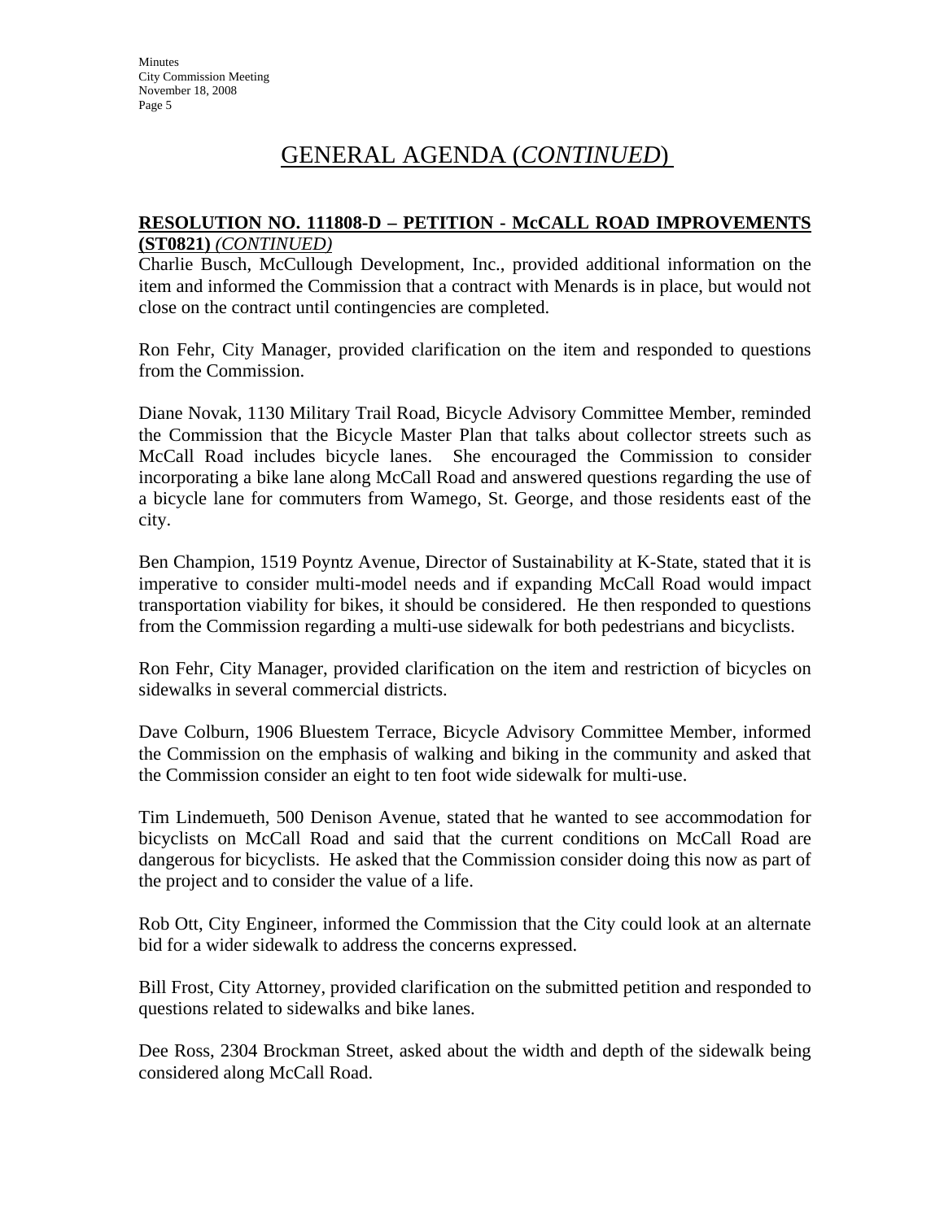# GENERAL AGENDA (*CONTINUED*)

**RESOLUTION NO. 111808-D – PETITION - McCALL ROAD IMPROVEMENTS (ST0821)** *(CONTINUED)*

Charlie Busch, McCullough Development, Inc., provided additional information on the item and informed the Commission that a contract with Menards is in place, but would not close on the contract until contingencies are completed.

Ron Fehr, City Manager, provided clarification on the item and responded to questions from the Commission.

Diane Novak, 1130 Military Trail Road, Bicycle Advisory Committee Member, reminded the Commission that the Bicycle Master Plan that talks about collector streets such as McCall Road includes bicycle lanes. She encouraged the Commission to consider incorporating a bike lane along McCall Road and answered questions regarding the use of a bicycle lane for commuters from Wamego, St. George, and those residents east of the city.

Ben Champion, 1519 Poyntz Avenue, Director of Sustainability at K-State, stated that it is imperative to consider multi-model needs and if expanding McCall Road would impact transportation viability for bikes, it should be considered. He then responded to questions from the Commission regarding a multi-use sidewalk for both pedestrians and bicyclists.

Ron Fehr, City Manager, provided clarification on the item and restriction of bicycles on sidewalks in several commercial districts.

Dave Colburn, 1906 Bluestem Terrace, Bicycle Advisory Committee Member, informed the Commission on the emphasis of walking and biking in the community and asked that the Commission consider an eight to ten foot wide sidewalk for multi-use.

Tim Lindemueth, 500 Denison Avenue, stated that he wanted to see accommodation for bicyclists on McCall Road and said that the current conditions on McCall Road are dangerous for bicyclists. He asked that the Commission consider doing this now as part of the project and to consider the value of a life.

Rob Ott, City Engineer, informed the Commission that the City could look at an alternate bid for a wider sidewalk to address the concerns expressed.

Bill Frost, City Attorney, provided clarification on the submitted petition and responded to questions related to sidewalks and bike lanes.

Dee Ross, 2304 Brockman Street, asked about the width and depth of the sidewalk being considered along McCall Road.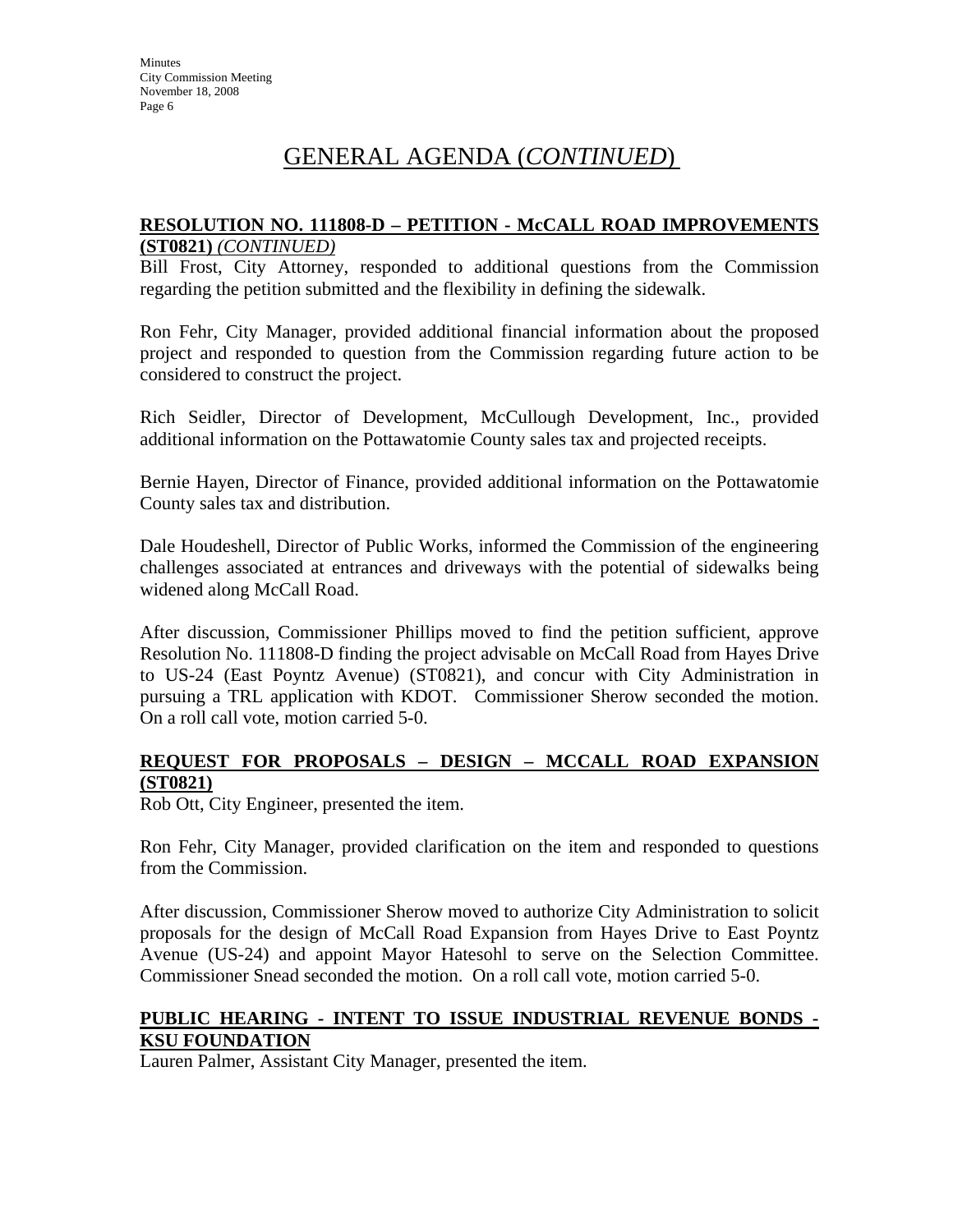# GENERAL AGENDA (*CONTINUED*)

**RESOLUTION NO. 111808-D – PETITION - McCALL ROAD IMPROVEMENTS (ST0821)** *(CONTINUED)*

Bill Frost, City Attorney, responded to additional questions from the Commission regarding the petition submitted and the flexibility in defining the sidewalk.

Ron Fehr, City Manager, provided additional financial information about the proposed project and responded to question from the Commission regarding future action to be considered to construct the project.

Rich Seidler, Director of Development, McCullough Development, Inc., provided additional information on the Pottawatomie County sales tax and projected receipts.

Bernie Hayen, Director of Finance, provided additional information on the Pottawatomie County sales tax and distribution.

Dale Houdeshell, Director of Public Works, informed the Commission of the engineering challenges associated at entrances and driveways with the potential of sidewalks being widened along McCall Road.

After discussion, Commissioner Phillips moved to find the petition sufficient, approve Resolution No. 111808-D finding the project advisable on McCall Road from Hayes Drive to US-24 (East Poyntz Avenue) (ST0821), and concur with City Administration in pursuing a TRL application with KDOT. Commissioner Sherow seconded the motion. On a roll call vote, motion carried 5-0.

**REQUEST FOR PROPOSALS – DESIGN – MCCALL ROAD EXPANSION (ST0821)**

Rob Ott, City Engineer, presented the item.

Ron Fehr, City Manager, provided clarification on the item and responded to questions from the Commission.

After discussion, Commissioner Sherow moved to authorize City Administration to solicit proposals for the design of McCall Road Expansion from Hayes Drive to East Poyntz Avenue (US-24) and appoint Mayor Hatesohl to serve on the Selection Committee. Commissioner Snead seconded the motion. On a roll call vote, motion carried 5-0.

**PUBLIC HEARING - INTENT TO ISSUE INDUSTRIAL REVENUE BONDS - KSU FOUNDATION**

Lauren Palmer, Assistant City Manager, presented the item.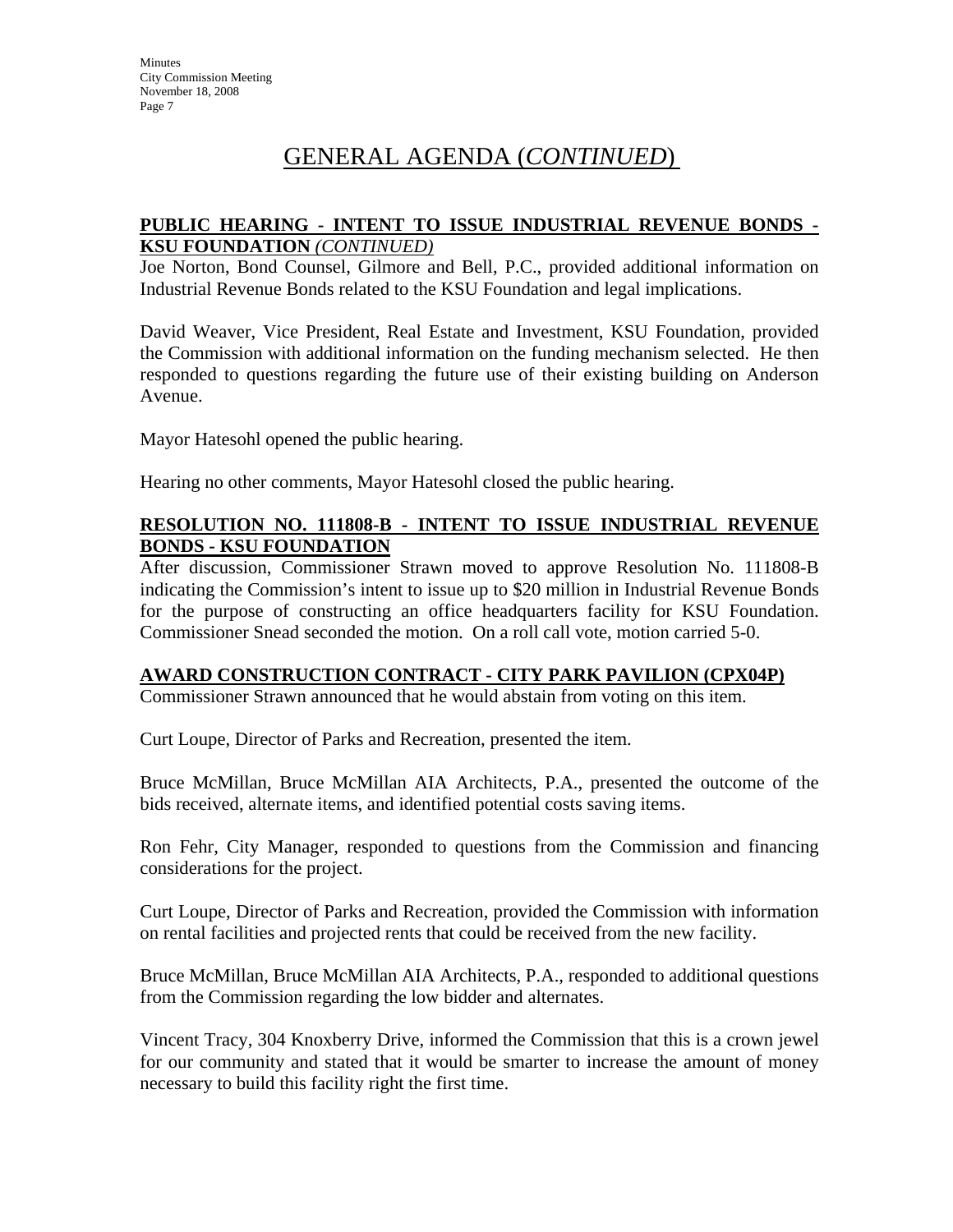# GENERAL AGENDA (*CONTINUED*)

**PUBLIC HEARING - INTENT TO ISSUE INDUSTRIAL REVENUE BONDS - KSU FOUNDATION** ***(CONTINUED)***

Joe Norton, Bond Counsel, Gilmore and Bell, P.C., provided additional information on Industrial Revenue Bonds related to the KSU Foundation and legal implications.

David Weaver, Vice President, Real Estate and Investment, KSU Foundation, provided the Commission with additional information on the funding mechanism selected. He then responded to questions regarding the future use of their existing building on Anderson Avenue.

Mayor Hatesohl opened the public hearing.

Hearing no other comments, Mayor Hatesohl closed the public hearing.

**RESOLUTION NO. 111808-B - INTENT TO ISSUE INDUSTRIAL REVENUE BONDS - KSU FOUNDATION**

After discussion, Commissioner Strawn moved to approve Resolution No. 111808-B indicating the Commission's intent to issue up to $20 million in Industrial Revenue Bonds for the purpose of constructing an office headquarters facility for KSU Foundation. Commissioner Snead seconded the motion. On a roll call vote, motion carried 5-0.

**AWARD CONSTRUCTION CONTRACT - CITY PARK PAVILION (CPX04P)**

Commissioner Strawn announced that he would abstain from voting on this item.

Curt Loupe, Director of Parks and Recreation, presented the item.

Bruce McMillan, Bruce McMillan AIA Architects, P.A., presented the outcome of the bids received, alternate items, and identified potential costs saving items.

Ron Fehr, City Manager, responded to questions from the Commission and financing considerations for the project.

Curt Loupe, Director of Parks and Recreation, provided the Commission with information on rental facilities and projected rents that could be received from the new facility.

Bruce McMillan, Bruce McMillan AIA Architects, P.A., responded to additional questions from the Commission regarding the low bidder and alternates.

Vincent Tracy, 304 Knoxberry Drive, informed the Commission that this is a crown jewel for our community and stated that it would be smarter to increase the amount of money necessary to build this facility right the first time.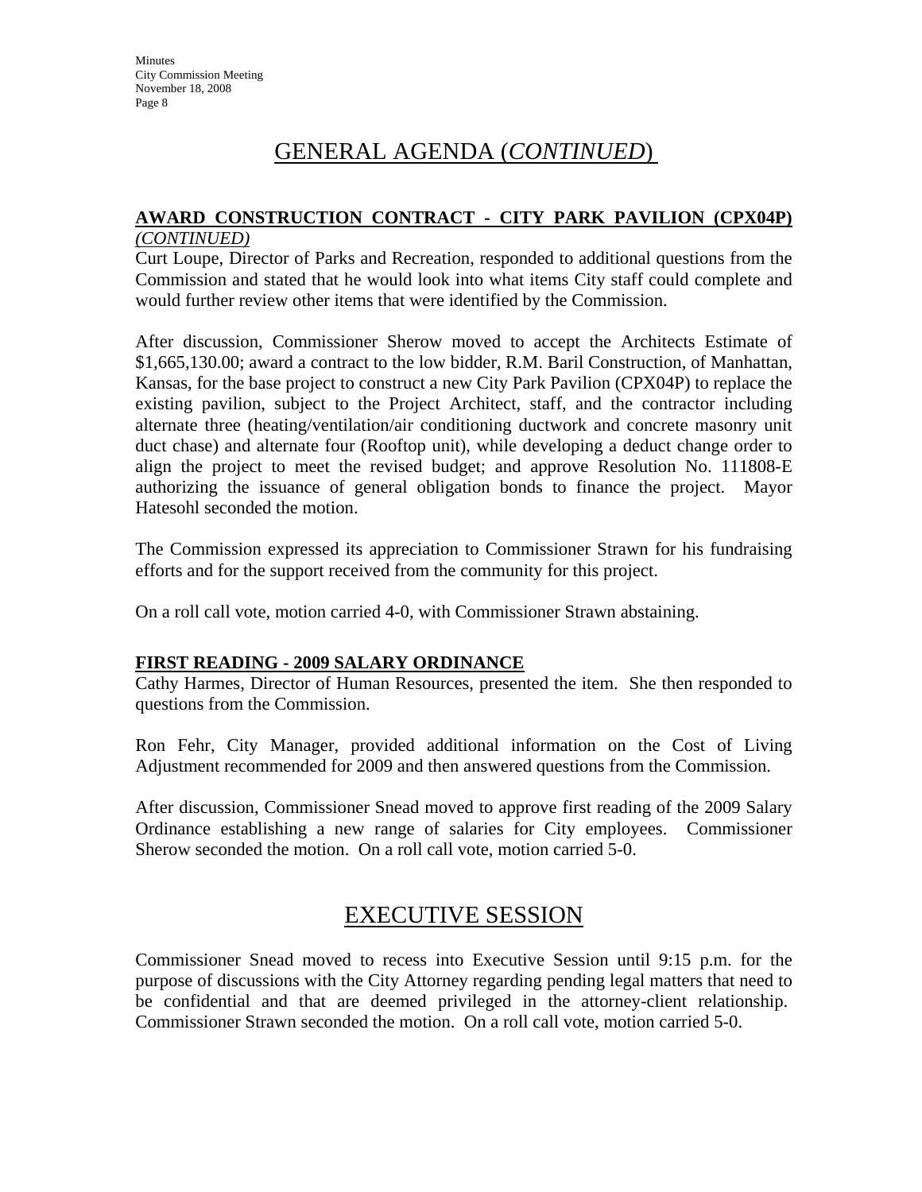# GENERAL AGENDA (*CONTINUED*)

**AWARD CONSTRUCTION CONTRACT - CITY PARK PAVILION (CPX04P)** *(CONTINUED)*

Curt Loupe, Director of Parks and Recreation, responded to additional questions from the Commission and stated that he would look into what items City staff could complete and would further review other items that were identified by the Commission.

After discussion, Commissioner Sherow moved to accept the Architects Estimate of $1,665,130.00; award a contract to the low bidder, R.M. Baril Construction, of Manhattan, Kansas, for the base project to construct a new City Park Pavilion (CPX04P) to replace the existing pavilion, subject to the Project Architect, staff, and the contractor including alternate three (heating/ventilation/air conditioning ductwork and concrete masonry unit duct chase) and alternate four (Rooftop unit), while developing a deduct change order to align the project to meet the revised budget; and approve Resolution No. 111808-E authorizing the issuance of general obligation bonds to finance the project. Mayor Hatesohl seconded the motion.

The Commission expressed its appreciation to Commissioner Strawn for his fundraising efforts and for the support received from the community for this project.

On a roll call vote, motion carried 4-0, with Commissioner Strawn abstaining.

**FIRST READING - 2009 SALARY ORDINANCE**

Cathy Harmes, Director of Human Resources, presented the item. She then responded to questions from the Commission.

Ron Fehr, City Manager, provided additional information on the Cost of Living Adjustment recommended for 2009 and then answered questions from the Commission.

After discussion, Commissioner Snead moved to approve first reading of the 2009 Salary Ordinance establishing a new range of salaries for City employees. Commissioner Sherow seconded the motion. On a roll call vote, motion carried 5-0.

# EXECUTIVE SESSION

Commissioner Snead moved to recess into Executive Session until 9:15 p.m. for the purpose of discussions with the City Attorney regarding pending legal matters that need to be confidential and that are deemed privileged in the attorney-client relationship. Commissioner Strawn seconded the motion. On a roll call vote, motion carried 5-0.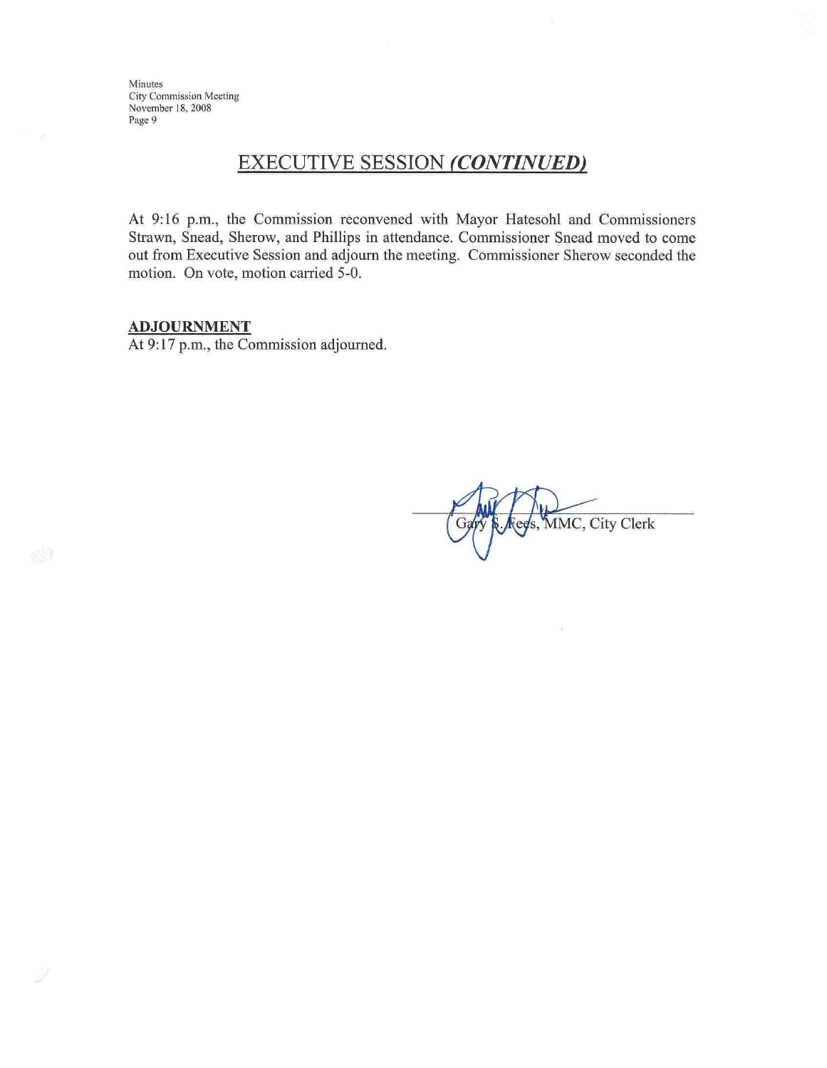## EXECUTIVE SESSION *(CONTINUED)*

At 9:16 p.m., the Commission reconvened with Mayor Hatesohl and Commissioners Strawn, Snead, Sherow, and Phillips in attendance. Commissioner Snead moved to come out from Executive Session and adjourn the meeting. Commissioner Sherow seconded the motion. On vote, motion carried 5-0.

**ADJOURNMENT**

At 9:17 p.m., the Commission adjourned.

Gary S. Fees, MMC, City Clerk